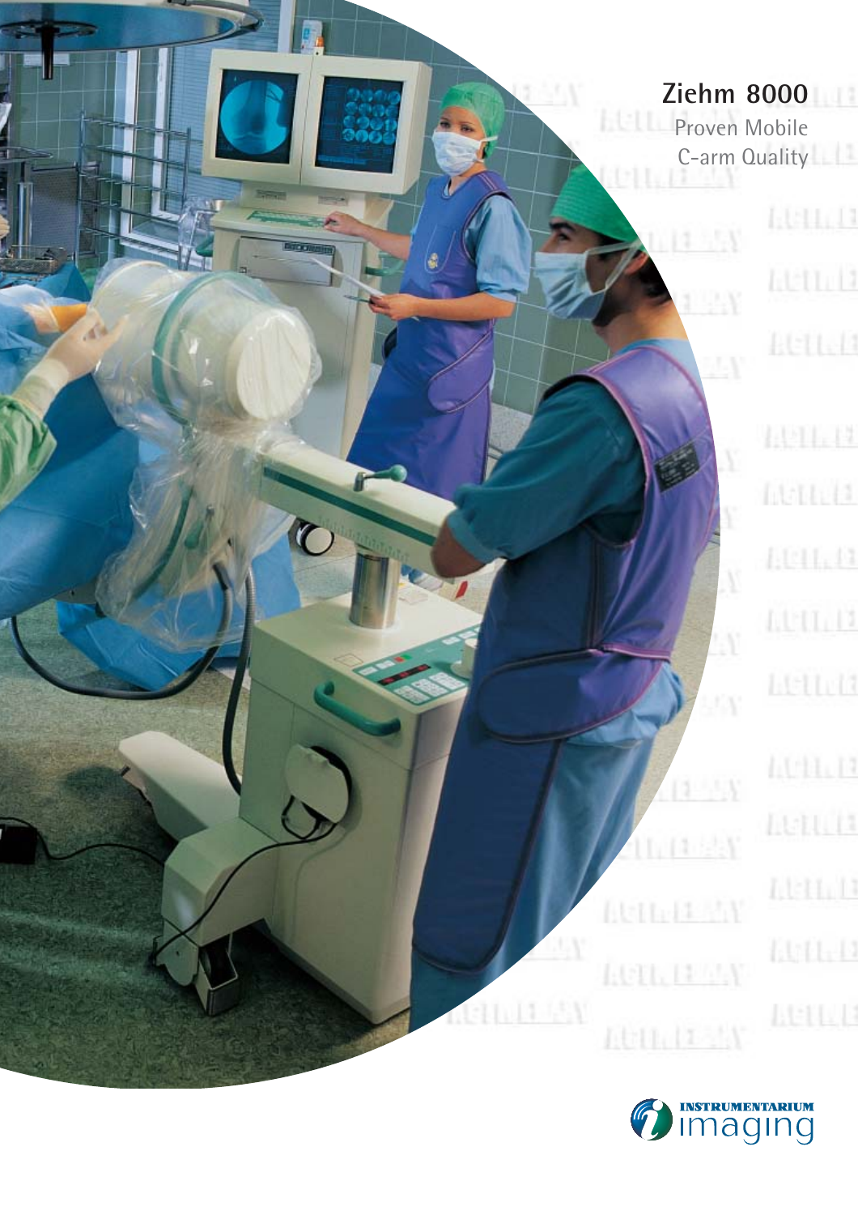# Ziehm 8000

Proven Mobile
C-arm Quality

INSTRUMENTARIUM imaging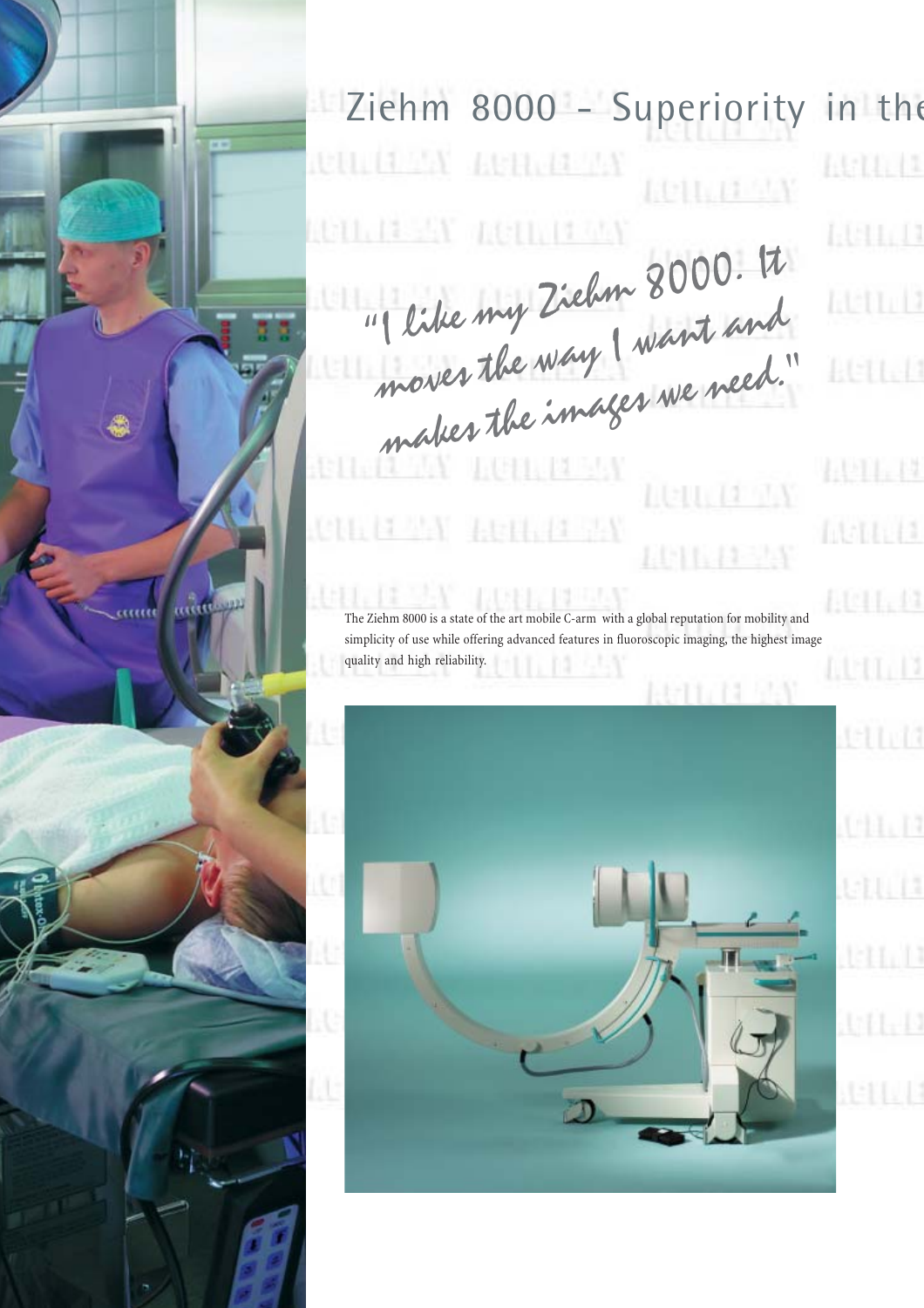# Ziehm 8000 - Superiority in the

*"I like my Ziehm 8000. It moves the way I want and makes the images we need."*

The Ziehm 8000 is a state of the art mobile C-arm with a global reputation for mobility and simplicity of use while offering advanced features in fluoroscopic imaging, the highest image quality and high reliability.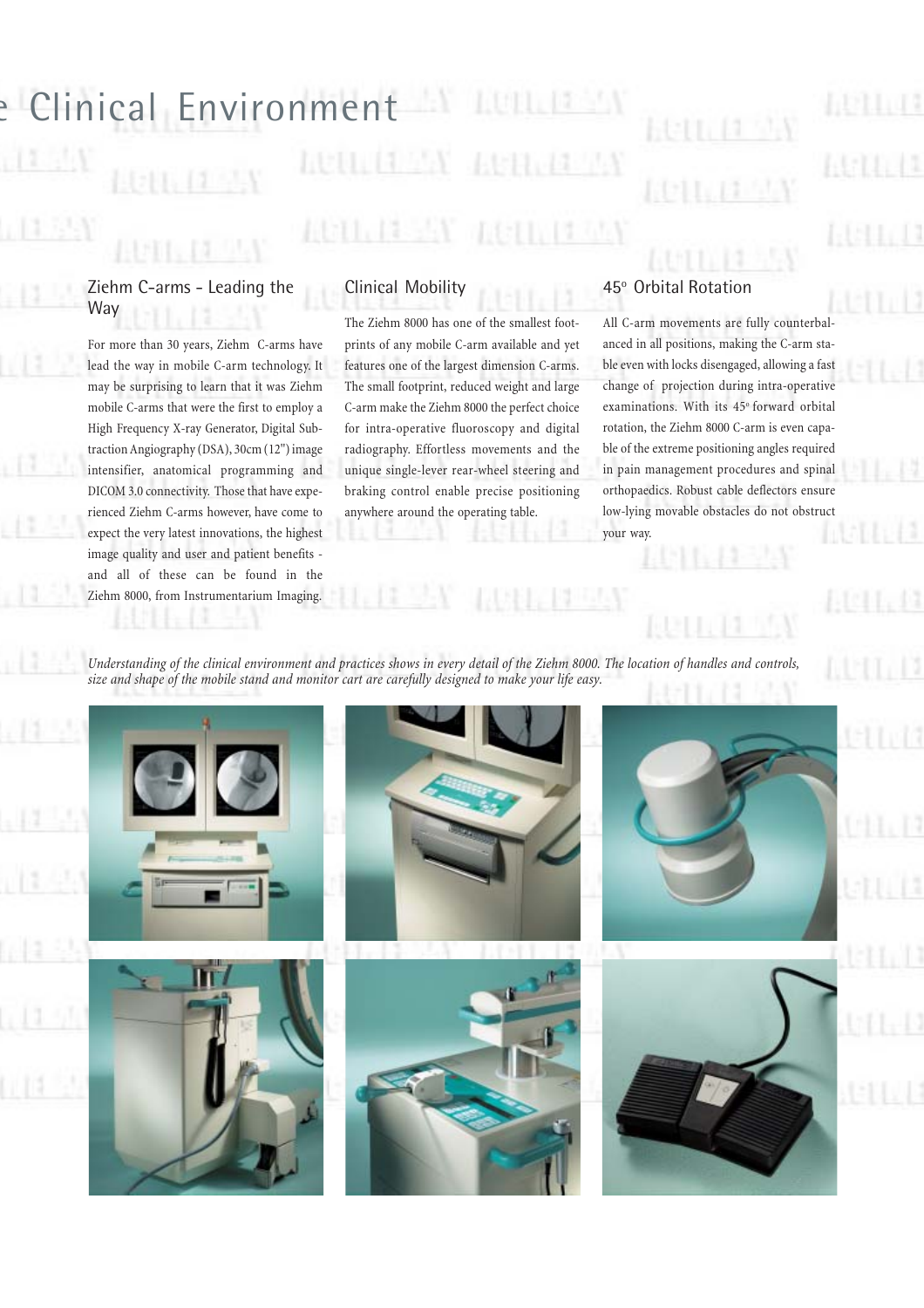# e Clinical Environment

## Ziehm C-arms - Leading the Way

For more than 30 years, Ziehm C-arms have lead the way in mobile C-arm technology. It may be surprising to learn that it was Ziehm mobile C-arms that were the first to employ a High Frequency X-ray Generator, Digital Subtraction Angiography (DSA), 30cm (12") image intensifier, anatomical programming and DICOM 3.0 connectivity. Those that have experienced Ziehm C-arms however, have come to expect the very latest innovations, the highest image quality and user and patient benefits - and all of these can be found in the Ziehm 8000, from Instrumentarium Imaging.

## Clinical Mobility

The Ziehm 8000 has one of the smallest footprints of any mobile C-arm available and yet features one of the largest dimension C-arms. The small footprint, reduced weight and large C-arm make the Ziehm 8000 the perfect choice for intra-operative fluoroscopy and digital radiography. Effortless movements and the unique single-lever rear-wheel steering and braking control enable precise positioning anywhere around the operating table.

## 45° Orbital Rotation

All C-arm movements are fully counterbalanced in all positions, making the C-arm stable even with locks disengaged, allowing a fast change of projection during intra-operative examinations. With its 45° forward orbital rotation, the Ziehm 8000 C-arm is even capable of the extreme positioning angles required in pain management procedures and spinal orthopaedics. Robust cable deflectors ensure low-lying movable obstacles do not obstruct your way.

*Understanding of the clinical environment and practices shows in every detail of the Ziehm 8000. The location of handles and controls, size and shape of the mobile stand and monitor cart are carefully designed to make your life easy.*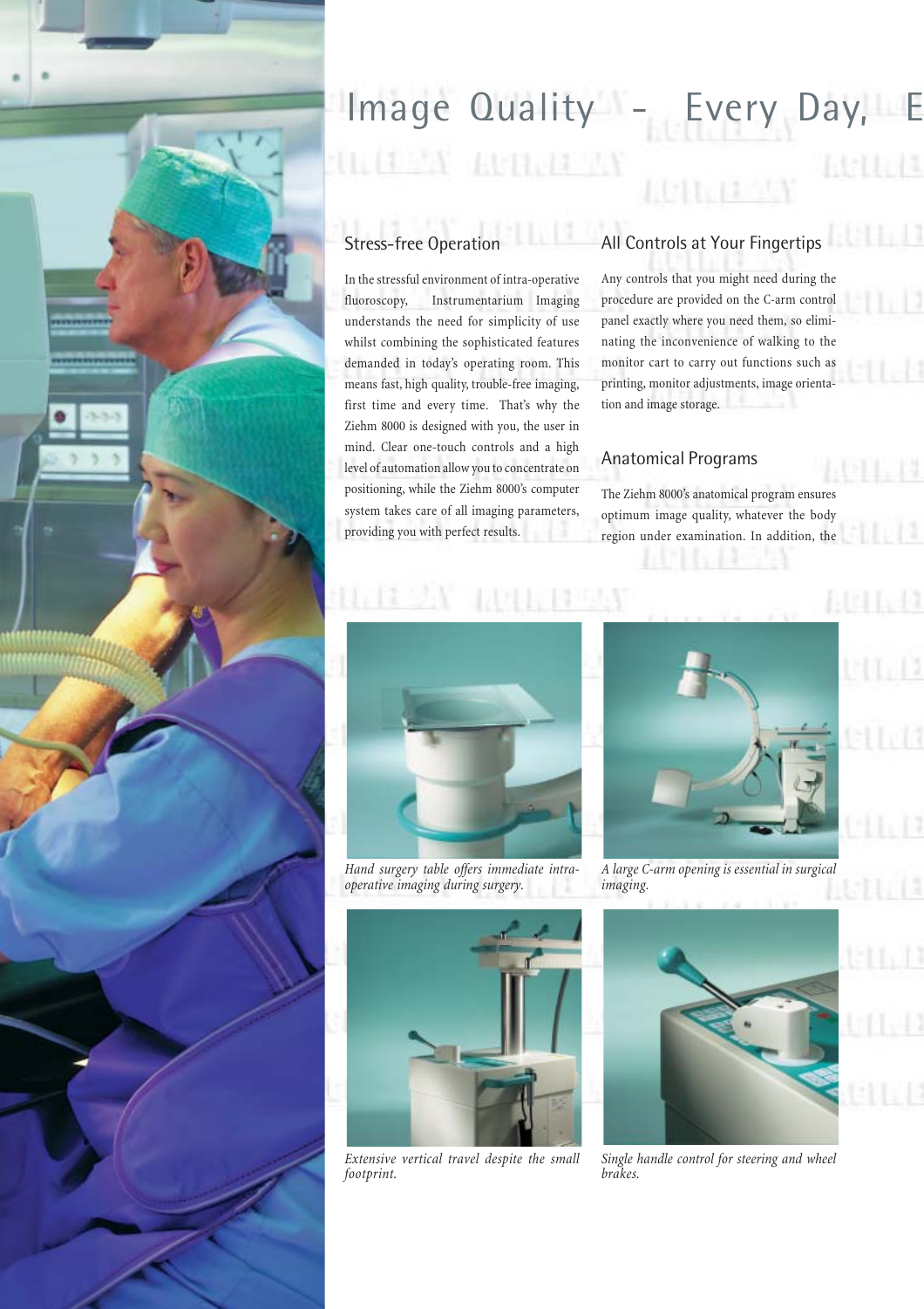# Image Quality - Every Day, E

## Stress-free Operation

In the stressful environment of intra-operative fluoroscopy, Instrumentarium Imaging understands the need for simplicity of use whilst combining the sophisticated features demanded in today's operating room. This means fast, high quality, trouble-free imaging, first time and every time. That's why the Ziehm 8000 is designed with you, the user in mind. Clear one-touch controls and a high level of automation allow you to concentrate on positioning, while the Ziehm 8000's computer system takes care of all imaging parameters, providing you with perfect results.

## All Controls at Your Fingertips

Any controls that you might need during the procedure are provided on the C-arm control panel exactly where you need them, so eliminating the inconvenience of walking to the monitor cart to carry out functions such as printing, monitor adjustments, image orientation and image storage.

## Anatomical Programs

The Ziehm 8000's anatomical program ensures optimum image quality, whatever the body region under examination. In addition, the

*Hand surgery table offers immediate intra-operative imaging during surgery.*

*A large C-arm opening is essential in surgical imaging.*

*Extensive vertical travel despite the small footprint.*

*Single handle control for steering and wheel brakes.*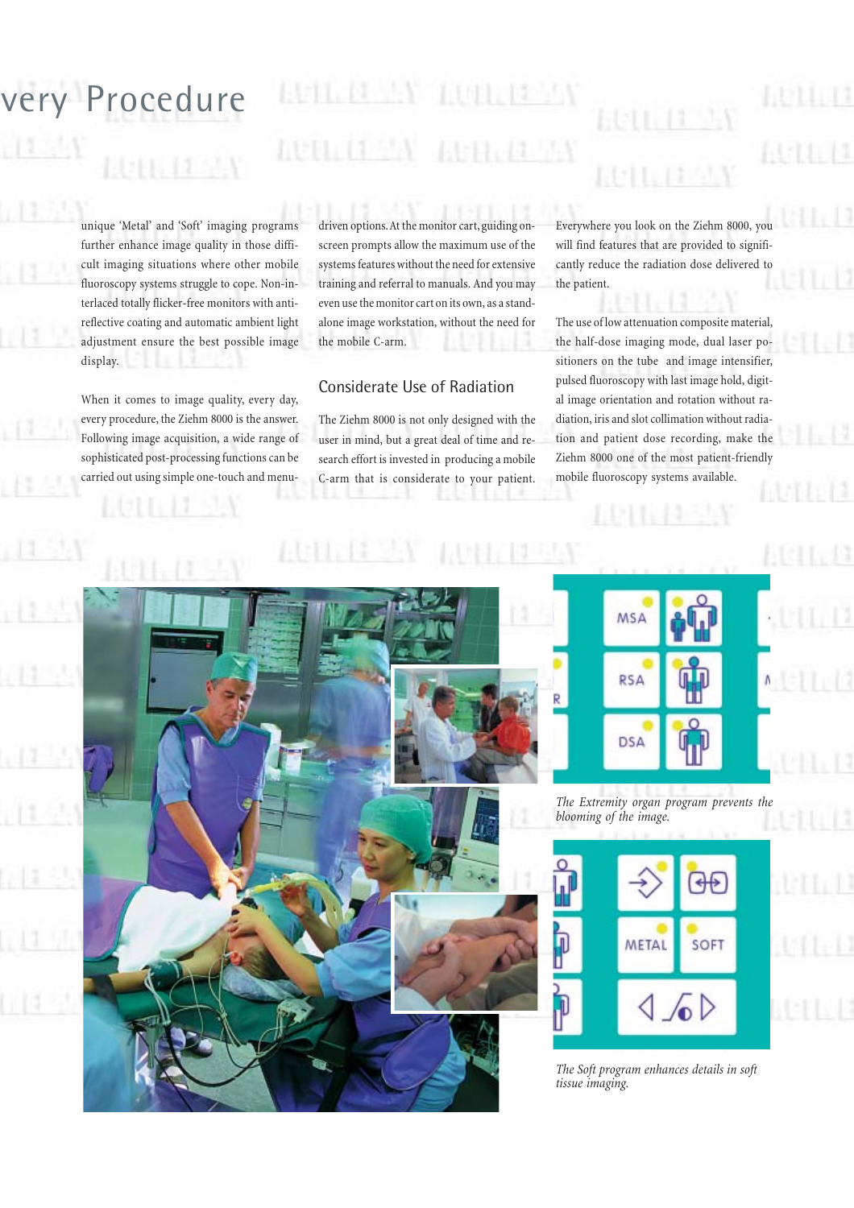# very Procedure

unique 'Metal' and 'Soft' imaging programs further enhance image quality in those difficult imaging situations where other mobile fluoroscopy systems struggle to cope. Non-interlaced totally flicker-free monitors with anti-reflective coating and automatic ambient light adjustment ensure the best possible image display.

When it comes to image quality, every day, every procedure, the Ziehm 8000 is the answer. Following image acquisition, a wide range of sophisticated post-processing functions can be carried out using simple one-touch and menu-driven options. At the monitor cart, guiding on-screen prompts allow the maximum use of the systems features without the need for extensive training and referral to manuals. And you may even use the monitor cart on its own, as a stand-alone image workstation, without the need for the mobile C-arm.

## Considerate Use of Radiation

The Ziehm 8000 is not only designed with the user in mind, but a great deal of time and research effort is invested in producing a mobile C-arm that is considerate to your patient. Everywhere you look on the Ziehm 8000, you will find features that are provided to significantly reduce the radiation dose delivered to the patient.

The use of low attenuation composite material, the half-dose imaging mode, dual laser positioners on the tube and image intensifier, pulsed fluoroscopy with last image hold, digital image orientation and rotation without radiation, iris and slot collimation without radiation and patient dose recording, make the Ziehm 8000 one of the most patient-friendly mobile fluoroscopy systems available.

*The Extremity organ program prevents the blooming of the image.*

*The Soft program enhances details in soft tissue imaging.*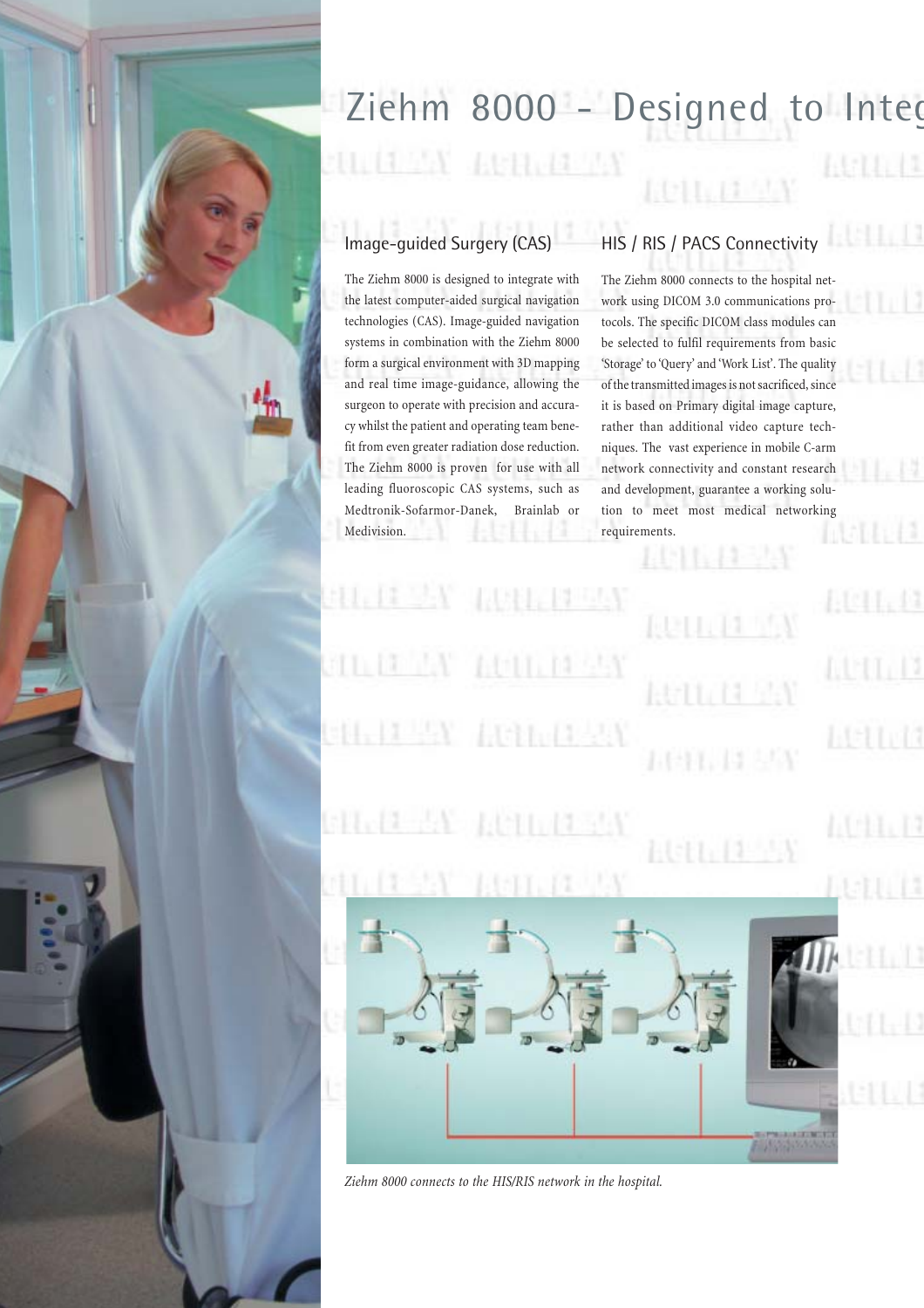# Ziehm 8000 – Designed to Integ

## Image-guided Surgery (CAS)

The Ziehm 8000 is designed to integrate with the latest computer-aided surgical navigation technologies (CAS). Image-guided navigation systems in combination with the Ziehm 8000 form a surgical environment with 3D mapping and real time image-guidance, allowing the surgeon to operate with precision and accuracy whilst the patient and operating team benefit from even greater radiation dose reduction. The Ziehm 8000 is proven for use with all leading fluoroscopic CAS systems, such as Medtronik-Sofarmor-Danek, Brainlab or Medivision.

## HIS / RIS / PACS Connectivity

The Ziehm 8000 connects to the hospital network using DICOM 3.0 communications protocols. The specific DICOM class modules can be selected to fulfil requirements from basic 'Storage' to 'Query' and 'Work List'. The quality of the transmitted images is not sacrificed, since it is based on Primary digital image capture, rather than additional video capture techniques. The vast experience in mobile C-arm network connectivity and constant research and development, guarantee a working solution to meet most medical networking requirements.

*Ziehm 8000 connects to the HIS/RIS network in the hospital.*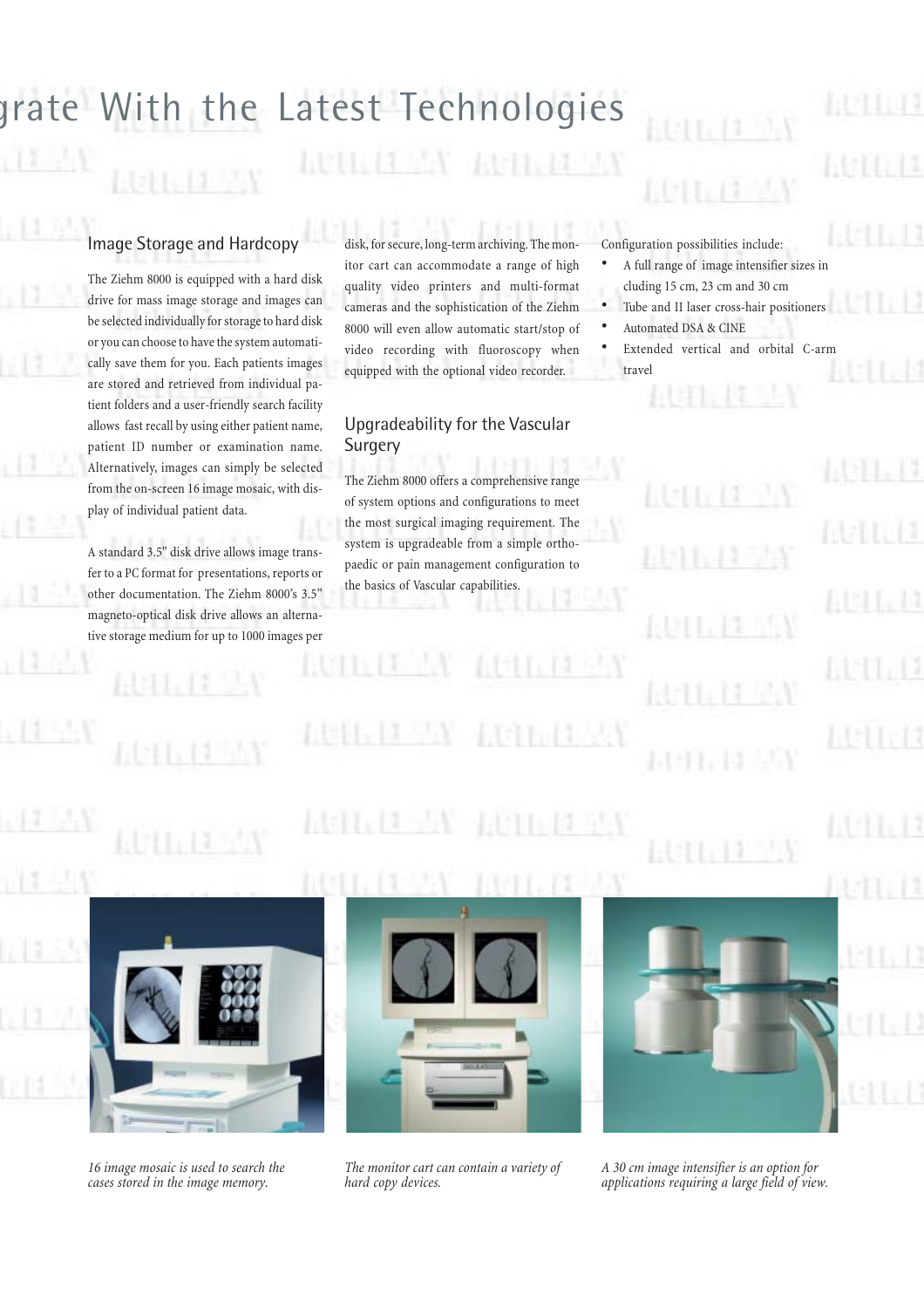# grate With the Latest Technologies

## Image Storage and Hardcopy

The Ziehm 8000 is equipped with a hard disk drive for mass image storage and images can be selected individually for storage to hard disk or you can choose to have the system automatically save them for you. Each patients images are stored and retrieved from individual patient folders and a user-friendly search facility allows fast recall by using either patient name, patient ID number or examination name. Alternatively, images can simply be selected from the on-screen 16 image mosaic, with display of individual patient data.

A standard 3.5" disk drive allows image transfer to a PC format for presentations, reports or other documentation. The Ziehm 8000's 3.5" magneto-optical disk drive allows an alternative storage medium for up to 1000 images per disk, for secure, long-term archiving. The monitor cart can accommodate a range of high quality video printers and multi-format cameras and the sophistication of the Ziehm 8000 will even allow automatic start/stop of video recording with fluoroscopy when equipped with the optional video recorder.

## Upgradeability for the Vascular Surgery

The Ziehm 8000 offers a comprehensive range of system options and configurations to meet the most surgical imaging requirement. The system is upgradeable from a simple orthopaedic or pain management configuration to the basics of Vascular capabilities.

Configuration possibilities include:

- A full range of image intensifier sizes including 15 cm, 23 cm and 30 cm
- Tube and II laser cross-hair positioners
- Automated DSA & CINE
- Extended vertical and orbital C-arm travel

*16 image mosaic is used to search the cases stored in the image memory.*

*The monitor cart can contain a variety of hard copy devices.*

*A 30 cm image intensifier is an option for applications requiring a large field of view.*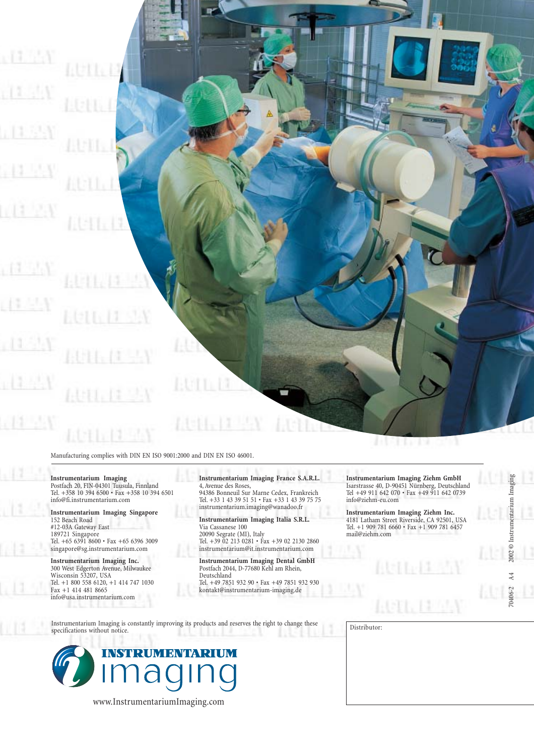Manufacturing complies with DIN EN ISO 9001:2000 and DIN EN ISO 46001.

**Instrumentarium Imaging**
Postfach 20, FIN-04301 Tuusula, Finnland
Tel. +358 10 394 6500 • Fax +358 10 394 6501
info@fi.instrumentarium.com

**Instrumentarium Imaging Singapore**
152 Beach Road
#12-03A Gateway East
189721 Singapore
Tel. +65 6391 8600 • Fax +65 6396 3009
singapore@sg.instrumentarium.com

**Instrumentarium Imaging Inc.**
300 West Edgerton Avenue, Milwaukee
Wisconsin 53207, USA
Tel. +1 800 558 6120, +1 414 747 1030
Fax +1 414 481 8665
info@usa.instrumentarium.com

**Instrumentarium Imaging France S.A.R.L.**
4, Avenue des Roses,
94386 Bonneuil Sur Marne Cedex, Frankreich
Tel. +33 1 43 39 51 51 • Fax +33 1 43 39 75 75
instrumentarium.imaging@wanadoo.fr

**Instrumentarium Imaging Italia S.R.L.**
Via Cassanese 100
20090 Segrate (MI), Italy
Tel. +39 02 213 0281 • Fax +39 02 2130 2860
instrumentarium@it.instrumentarium.com

**Instrumentarium Imaging Dental GmbH**
Postfach 2044, D-77680 Kehl am Rhein,
Deutschland
Tel. +49 7851 932 90 • Fax +49 7851 932 930
kontakt@instrumentarium-imaging.de

**Instrumentarium Imaging Ziehm GmbH**
Isarstrasse 40, D-90451 Nürnberg, Deutschland
Tel +49 911 642 070 • Fax +49 911 642 0739
info@ziehm-eu.com

**Instrumentarium Imaging Ziehm Inc.**
4181 Latham Street Riverside, CA 92501, USA
Tel. +1 909 781 6660 • Fax +1 909 781 6457
mail@ziehm.com

70406-2 A4 2002 © Instrumentarium Imaging

Instrumentarium Imaging is constantly improving its products and reserves the right to change these specifications without notice.

INSTRUMENTARIUM imaging

www.InstrumentariumImaging.com

Distributor: